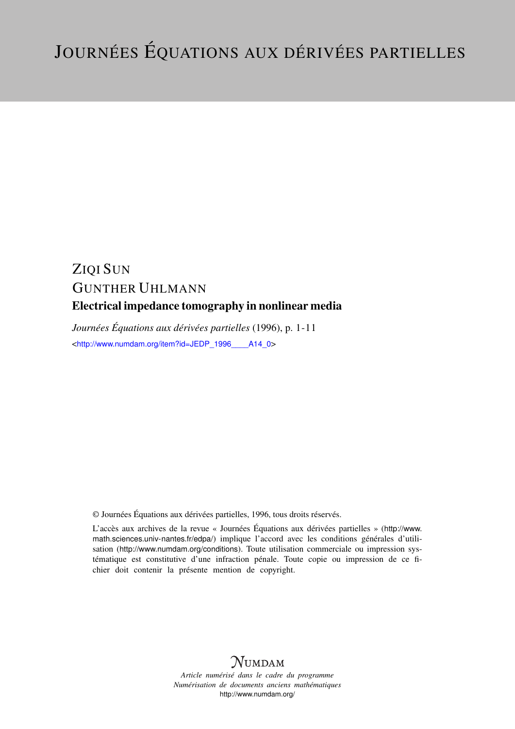# JOURNÉES ÉQUATIONS AUX DÉRIVÉES PARTIELLES

ZIQI SUN

GUNTHER UHLMANN

**Electrical impedance tomography in nonlinear media**

*Journées Équations aux dérivées partielles* (1996), p. 1-11

<http://www.numdam.org/item?id=JEDP_1996____A14_0>

© Journées Équations aux dérivées partielles, 1996, tous droits réservés.

L'accès aux archives de la revue « Journées Équations aux dérivées partielles » (http://www.math.sciences.univ-nantes.fr/edpa/) implique l'accord avec les conditions générales d'utilisation (http://www.numdam.org/conditions). Toute utilisation commerciale ou impression systématique est constitutive d'une infraction pénale. Toute copie ou impression de ce fichier doit contenir la présente mention de copyright.

NUMDAM

*Article numérisé dans le cadre du programme Numérisation de documents anciens mathématiques*

http://www.numdam.org/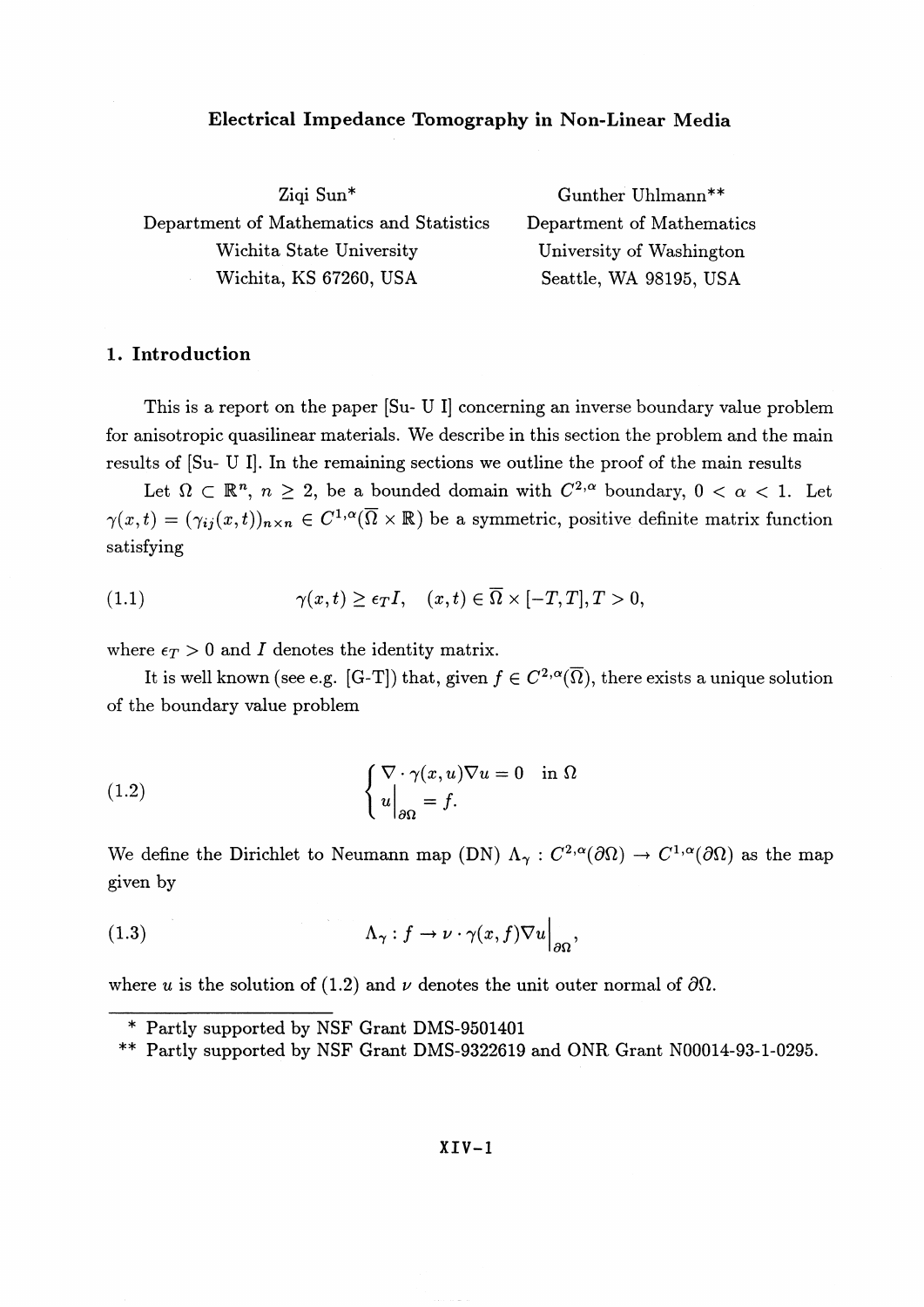# Electrical Impedance Tomography in Non-Linear Media

Ziqi Sun*
Department of Mathematics and Statistics
Wichita State University
Wichita, KS 67260, USA

Gunther Uhlmann**
Department of Mathematics
University of Washington
Seattle, WA 98195, USA

## 1. Introduction

This is a report on the paper [Su- U I] concerning an inverse boundary value problem for anisotropic quasilinear materials. We describe in this section the problem and the main results of [Su- U I]. In the remaining sections we outline the proof of the main results

Let $\Omega \subset \mathbb{R}^n$, $n \geq 2$, be a bounded domain with $C^{2,\alpha}$ boundary, $0 < \alpha < 1$. Let $\gamma(x,t) = (\gamma_{ij}(x,t))_{n\times n} \in C^{1,\alpha}(\overline{\Omega} \times \mathbb{R})$ be a symmetric, positive definite matrix function satisfying

$$\gamma(x,t) \geq \epsilon_T I, \quad (x,t) \in \overline{\Omega} \times [-T,T], T > 0, \tag{1.1}$$

where $\epsilon_T > 0$ and $I$ denotes the identity matrix.

It is well known (see e.g. [G-T]) that, given $f \in C^{2,\alpha}(\overline{\Omega})$, there exists a unique solution of the boundary value problem

$$\begin{cases} \nabla \cdot \gamma(x,u)\nabla u = 0 & \text{in } \Omega \\ u\Big|_{\partial\Omega} = f. \end{cases} \tag{1.2}$$

We define the Dirichlet to Neumann map (DN) $\Lambda_\gamma : C^{2,\alpha}(\partial\Omega) \to C^{1,\alpha}(\partial\Omega)$ as the map given by

$$\Lambda_\gamma : f \to \nu \cdot \gamma(x,f)\nabla u\Big|_{\partial\Omega}, \tag{1.3}$$

where $u$ is the solution of (1.2) and $\nu$ denotes the unit outer normal of $\partial\Omega$.

---

\* Partly supported by NSF Grant DMS-9501401

\*\* Partly supported by NSF Grant DMS-9322619 and ONR Grant N00014-93-1-0295.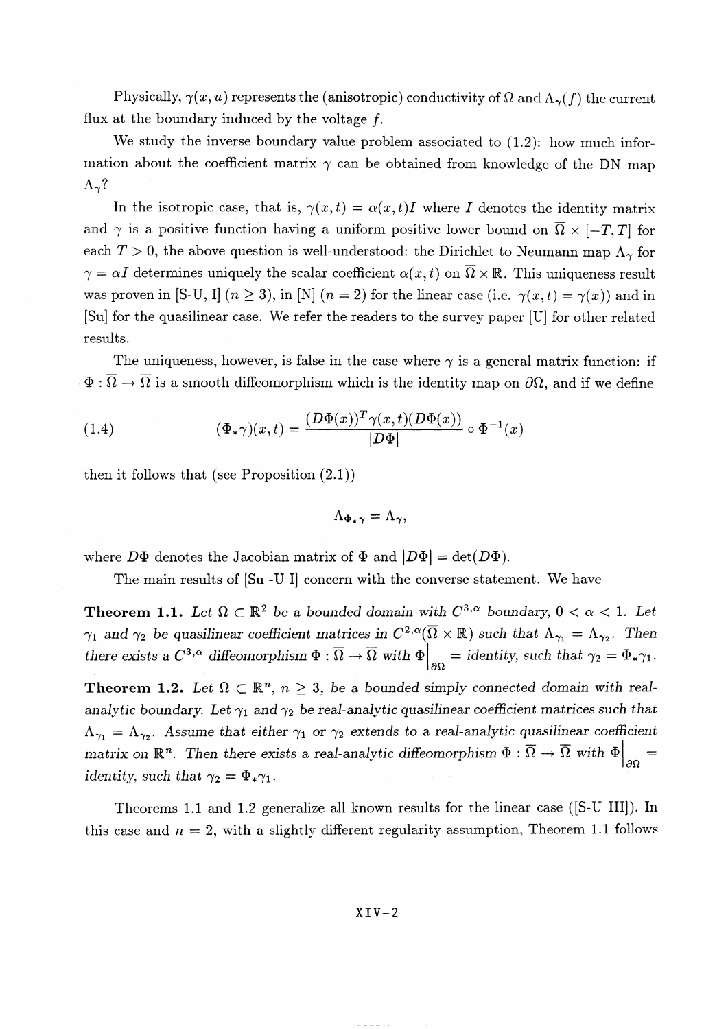Physically, $\gamma(x,u)$ represents the (anisotropic) conductivity of $\Omega$ and $\Lambda_\gamma(f)$ the current flux at the boundary induced by the voltage $f$.

We study the inverse boundary value problem associated to (1.2): how much information about the coefficient matrix $\gamma$ can be obtained from knowledge of the DN map $\Lambda_\gamma$?

In the isotropic case, that is, $\gamma(x,t) = \alpha(x,t)I$ where $I$ denotes the identity matrix and $\gamma$ is a positive function having a uniform positive lower bound on $\overline{\Omega} \times [-T,T]$ for each $T > 0$, the above question is well-understood: the Dirichlet to Neumann map $\Lambda_\gamma$ for $\gamma = \alpha I$ determines uniquely the scalar coefficient $\alpha(x,t)$ on $\overline{\Omega} \times \mathbb{R}$. This uniqueness result was proven in [S-U, I] ($n \geq 3$), in [N] ($n = 2$) for the linear case (i.e. $\gamma(x,t) = \gamma(x)$) and in [Su] for the quasilinear case. We refer the readers to the survey paper [U] for other related results.

The uniqueness, however, is false in the case where $\gamma$ is a general matrix function: if $\Phi : \overline{\Omega} \to \overline{\Omega}$ is a smooth diffeomorphism which is the identity map on $\partial\Omega$, and if we define

$$(\Phi_*\gamma)(x,t) = \frac{(D\Phi(x))^T\gamma(x,t)(D\Phi(x))}{|D\Phi|} \circ \Phi^{-1}(x) \tag{1.4}$$

then it follows that (see Proposition (2.1))

$$\Lambda_{\Phi_*\gamma} = \Lambda_\gamma,$$

where $D\Phi$ denotes the Jacobian matrix of $\Phi$ and $|D\Phi| = \det(D\Phi)$.

The main results of [Su -U I] concern with the converse statement. We have

**Theorem 1.1.** *Let $\Omega \subset \mathbb{R}^2$ be a bounded domain with $C^{3,\alpha}$ boundary, $0 < \alpha < 1$. Let $\gamma_1$ and $\gamma_2$ be quasilinear coefficient matrices in $C^{2,\alpha}(\overline{\Omega} \times \mathbb{R})$ such that $\Lambda_{\gamma_1} = \Lambda_{\gamma_2}$. Then there exists a $C^{3,\alpha}$ diffeomorphism $\Phi : \overline{\Omega} \to \overline{\Omega}$ with $\Phi\big|_{\partial\Omega}$ = identity, such that $\gamma_2 = \Phi_*\gamma_1$.*

**Theorem 1.2.** *Let $\Omega \subset \mathbb{R}^n$, $n \geq 3$, be a bounded simply connected domain with real-analytic boundary. Let $\gamma_1$ and $\gamma_2$ be real-analytic quasilinear coefficient matrices such that $\Lambda_{\gamma_1} = \Lambda_{\gamma_2}$. Assume that either $\gamma_1$ or $\gamma_2$ extends to a real-analytic quasilinear coefficient matrix on $\mathbb{R}^n$. Then there exists a real-analytic diffeomorphism $\Phi : \overline{\Omega} \to \overline{\Omega}$ with $\Phi\big|_{\partial\Omega}$ = identity, such that $\gamma_2 = \Phi_*\gamma_1$.*

Theorems 1.1 and 1.2 generalize all known results for the linear case ([S-U III]). In this case and $n = 2$, with a slightly different regularity assumption, Theorem 1.1 follows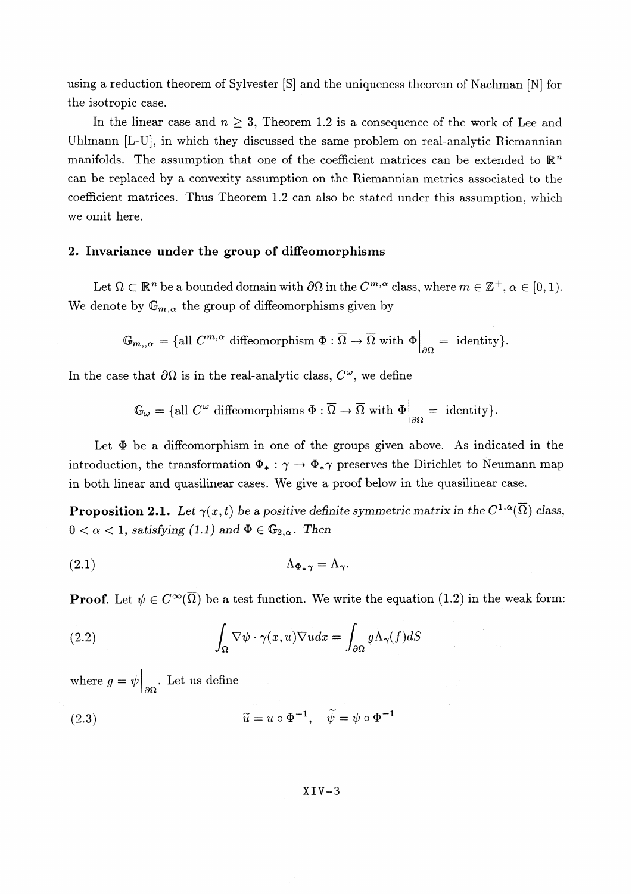using a reduction theorem of Sylvester [S] and the uniqueness theorem of Nachman [N] for the isotropic case.

In the linear case and $n \geq 3$, Theorem 1.2 is a consequence of the work of Lee and Uhlmann [L-U], in which they discussed the same problem on real-analytic Riemannian manifolds. The assumption that one of the coefficient matrices can be extended to $\mathbb{R}^n$ can be replaced by a convexity assumption on the Riemannian metrics associated to the coefficient matrices. Thus Theorem 1.2 can also be stated under this assumption, which we omit here.

## 2. Invariance under the group of diffeomorphisms

Let $\Omega \subset \mathbb{R}^n$ be a bounded domain with $\partial\Omega$ in the $C^{m,\alpha}$ class, where $m \in \mathbb{Z}^+$, $\alpha \in [0,1)$. We denote by $\mathbb{G}_{m,\alpha}$ the group of diffeomorphisms given by

$$\mathbb{G}_{m,,\alpha} = \{\text{all } C^{m,\alpha} \text{ diffeomorphism } \Phi : \overline{\Omega} \to \overline{\Omega} \text{ with } \Phi\Big|_{\partial\Omega} = \text{identity}\}.$$

In the case that $\partial\Omega$ is in the real-analytic class, $C^\omega$, we define

$$\mathbb{G}_\omega = \{\text{all } C^\omega \text{ diffeomorphisms } \Phi : \overline{\Omega} \to \overline{\Omega} \text{ with } \Phi\Big|_{\partial\Omega} = \text{identity}\}.$$

Let $\Phi$ be a diffeomorphism in one of the groups given above. As indicated in the introduction, the transformation $\Phi_* : \gamma \to \Phi_*\gamma$ preserves the Dirichlet to Neumann map in both linear and quasilinear cases. We give a proof below in the quasilinear case.

**Proposition 2.1.** *Let $\gamma(x,t)$ be a positive definite symmetric matrix in the $C^{1,\alpha}(\overline{\Omega})$ class, $0 < \alpha < 1$, satisfying (1.1) and $\Phi \in \mathbb{G}_{2,\alpha}$. Then*

$$\Lambda_{\Phi_*\gamma} = \Lambda_\gamma. \tag{2.1}$$

**Proof.** Let $\psi \in C^\infty(\overline{\Omega})$ be a test function. We write the equation (1.2) in the weak form:

$$\int_\Omega \nabla\psi \cdot \gamma(x,u)\nabla u dx = \int_{\partial\Omega} g\Lambda_\gamma(f)dS \tag{2.2}$$

where $g = \psi\Big|_{\partial\Omega}$. Let us define

$$\widetilde{u} = u \circ \Phi^{-1}, \quad \widetilde{\psi} = \psi \circ \Phi^{-1} \tag{2.3}$$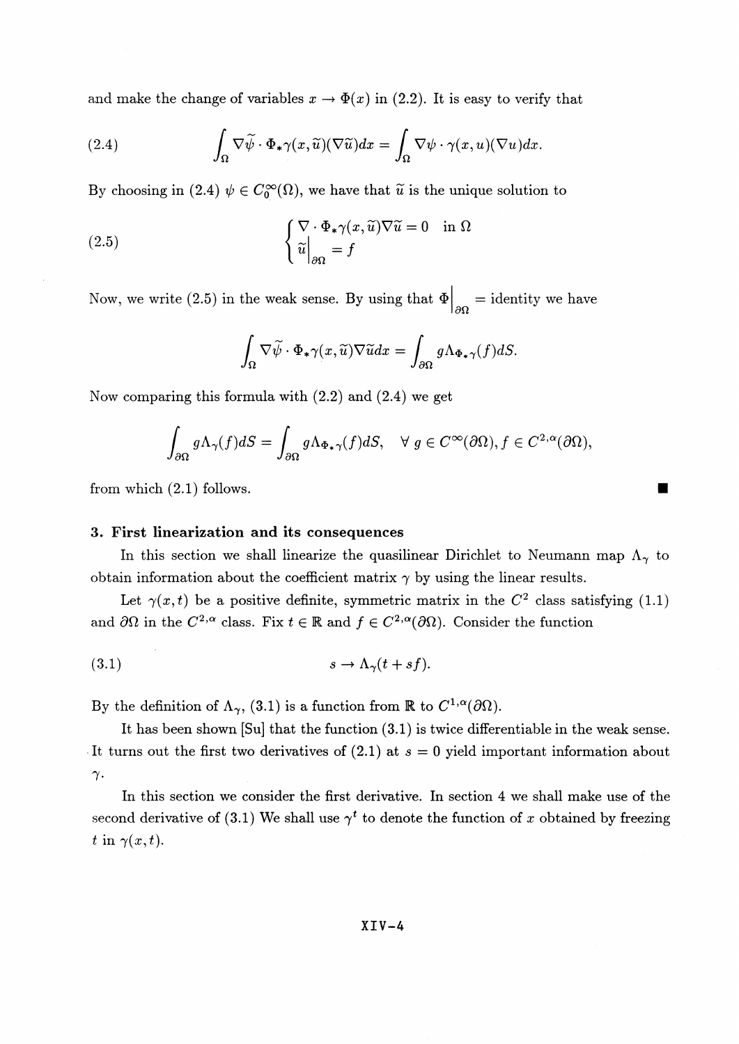and make the change of variables $x \to \Phi(x)$ in (2.2). It is easy to verify that

$$\int_\Omega \nabla\widetilde{\psi} \cdot \Phi_*\gamma(x,\widetilde{u})(\nabla\widetilde{u})dx = \int_\Omega \nabla\psi \cdot \gamma(x,u)(\nabla u)dx. \tag{2.4}$$

By choosing in (2.4) $\psi \in C_0^\infty(\Omega)$, we have that $\widetilde{u}$ is the unique solution to

$$\begin{cases} \nabla \cdot \Phi_*\gamma(x,\widetilde{u})\nabla\widetilde{u} = 0 & \text{in } \Omega \\ \widetilde{u}\Big|_{\partial\Omega} = f \end{cases} \tag{2.5}$$

Now, we write (2.5) in the weak sense. By using that $\Phi\Big|_{\partial\Omega}$ = identity we have

$$\int_\Omega \nabla\widetilde{\psi} \cdot \Phi_*\gamma(x,\widetilde{u})\nabla\widetilde{u}dx = \int_{\partial\Omega} g\Lambda_{\Phi_*\gamma}(f)dS.$$

Now comparing this formula with (2.2) and (2.4) we get

$$\int_{\partial\Omega} g\Lambda_\gamma(f)dS = \int_{\partial\Omega} g\Lambda_{\Phi_*\gamma}(f)dS, \quad \forall\, g \in C^\infty(\partial\Omega), f \in C^{2,\alpha}(\partial\Omega),$$

from which (2.1) follows. ∎

### 3. First linearization and its consequences

In this section we shall linearize the quasilinear Dirichlet to Neumann map $\Lambda_\gamma$ to obtain information about the coefficient matrix $\gamma$ by using the linear results.

Let $\gamma(x,t)$ be a positive definite, symmetric matrix in the $C^2$ class satisfying (1.1) and $\partial\Omega$ in the $C^{2,\alpha}$ class. Fix $t \in \mathbb{R}$ and $f \in C^{2,\alpha}(\partial\Omega)$. Consider the function

$$s \to \Lambda_\gamma(t + sf). \tag{3.1}$$

By the definition of $\Lambda_\gamma$, (3.1) is a function from $\mathbb{R}$ to $C^{1,\alpha}(\partial\Omega)$.

It has been shown [Su] that the function (3.1) is twice differentiable in the weak sense. It turns out the first two derivatives of (2.1) at $s = 0$ yield important information about $\gamma$.

In this section we consider the first derivative. In section 4 we shall make use of the second derivative of (3.1) We shall use $\gamma^t$ to denote the function of $x$ obtained by freezing $t$ in $\gamma(x,t)$.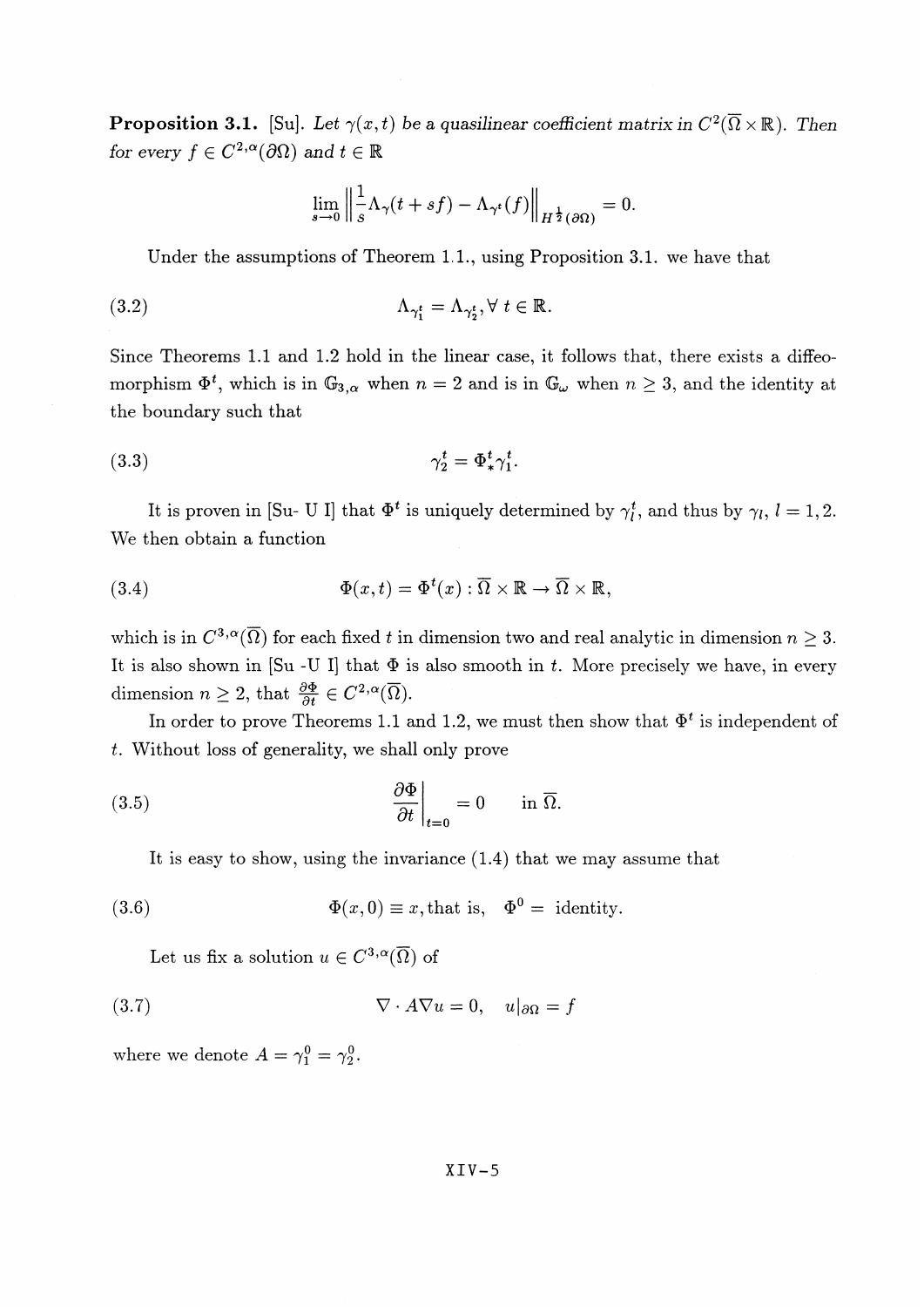**Proposition 3.1.** [Su]. *Let $\gamma(x,t)$ be a quasilinear coefficient matrix in $C^2(\overline{\Omega}\times\mathbb{R})$. Then for every $f \in C^{2,\alpha}(\partial\Omega)$ and $t \in \mathbb{R}$*

$$\lim_{s\to 0}\left\|\frac{1}{s}\Lambda_\gamma(t+sf) - \Lambda_{\gamma^t}(f)\right\|_{H^{\frac{1}{2}}(\partial\Omega)} = 0.$$

Under the assumptions of Theorem 1.1., using Proposition 3.1. we have that

$$\Lambda_{\gamma_1^t} = \Lambda_{\gamma_2^t}, \forall\, t \in \mathbb{R}. \tag{3.2}$$

Since Theorems 1.1 and 1.2 hold in the linear case, it follows that, there exists a diffeomorphism $\Phi^t$, which is in $\mathbb{G}_{3,\alpha}$ when $n = 2$ and is in $\mathbb{G}_\omega$ when $n \geq 3$, and the identity at the boundary such that

$$\gamma_2^t = \Phi_*^t \gamma_1^t. \tag{3.3}$$

It is proven in [Su- U I] that $\Phi^t$ is uniquely determined by $\gamma_l^t$, and thus by $\gamma_l$, $l = 1, 2$. We then obtain a function

$$\Phi(x,t) = \Phi^t(x) : \overline{\Omega}\times\mathbb{R} \to \overline{\Omega}\times\mathbb{R}, \tag{3.4}$$

which is in $C^{3,\alpha}(\overline{\Omega})$ for each fixed $t$ in dimension two and real analytic in dimension $n \geq 3$. It is also shown in [Su -U I] that $\Phi$ is also smooth in $t$. More precisely we have, in every dimension $n \geq 2$, that $\frac{\partial\Phi}{\partial t} \in C^{2,\alpha}(\overline{\Omega})$.

In order to prove Theorems 1.1 and 1.2, we must then show that $\Phi^t$ is independent of $t$. Without loss of generality, we shall only prove

$$\left.\frac{\partial\Phi}{\partial t}\right|_{t=0} = 0 \quad \text{in } \overline{\Omega}. \tag{3.5}$$

It is easy to show, using the invariance (1.4) that we may assume that

$$\Phi(x,0) \equiv x, \text{that is,} \quad \Phi^0 = \text{ identity}. \tag{3.6}$$

Let us fix a solution $u \in C^{3,\alpha}(\overline{\Omega})$ of

$$\nabla\cdot A\nabla u = 0, \quad u|_{\partial\Omega} = f \tag{3.7}$$

where we denote $A = \gamma_1^0 = \gamma_2^0$.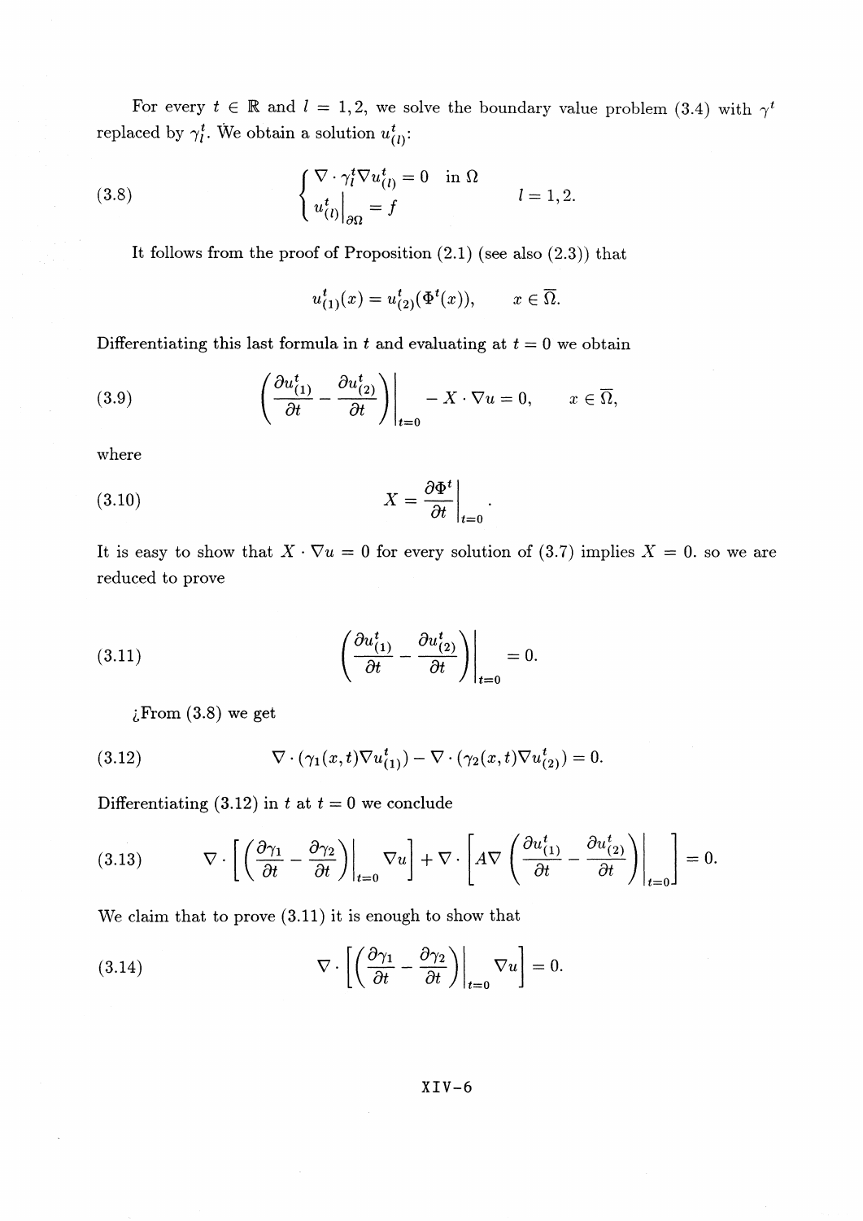For every $t \in \mathbb{R}$ and $l = 1, 2$, we solve the boundary value problem (3.4) with $\gamma^t$ replaced by $\gamma_l^t$. We obtain a solution $u_{(l)}^t$:

$$
\begin{cases} \nabla \cdot \gamma_l^t \nabla u_{(l)}^t = 0 & \text{in } \Omega \\ u_{(l)}^t \big|_{\partial\Omega} = f \end{cases} \qquad l = 1, 2. \tag{3.8}
$$

It follows from the proof of Proposition (2.1) (see also (2.3)) that

$$
u_{(1)}^t(x) = u_{(2)}^t(\Phi^t(x)), \qquad x \in \overline{\Omega}.
$$

Differentiating this last formula in $t$ and evaluating at $t = 0$ we obtain

$$
\left( \frac{\partial u_{(1)}^t}{\partial t} - \frac{\partial u_{(2)}^t}{\partial t} \right) \bigg|_{t=0} - X \cdot \nabla u = 0, \qquad x \in \overline{\Omega}, \tag{3.9}
$$

where

$$
X = \frac{\partial \Phi^t}{\partial t} \bigg|_{t=0}. \tag{3.10}
$$

It is easy to show that $X \cdot \nabla u = 0$ for every solution of (3.7) implies $X = 0$. so we are reduced to prove

$$
\left( \frac{\partial u_{(1)}^t}{\partial t} - \frac{\partial u_{(2)}^t}{\partial t} \right) \bigg|_{t=0} = 0. \tag{3.11}
$$

¿From (3.8) we get

$$
\nabla \cdot (\gamma_1(x,t) \nabla u_{(1)}^t) - \nabla \cdot (\gamma_2(x,t) \nabla u_{(2)}^t) = 0. \tag{3.12}
$$

Differentiating (3.12) in $t$ at $t = 0$ we conclude

$$
\nabla \cdot \left[ \left( \frac{\partial \gamma_1}{\partial t} - \frac{\partial \gamma_2}{\partial t} \right) \bigg|_{t=0} \nabla u \right] + \nabla \cdot \left[ A \nabla \left( \frac{\partial u_{(1)}^t}{\partial t} - \frac{\partial u_{(2)}^t}{\partial t} \right) \bigg|_{t=0} \right] = 0. \tag{3.13}
$$

We claim that to prove (3.11) it is enough to show that

$$
\nabla \cdot \left[ \left( \frac{\partial \gamma_1}{\partial t} - \frac{\partial \gamma_2}{\partial t} \right) \bigg|_{t=0} \nabla u \right] = 0. \tag{3.14}
$$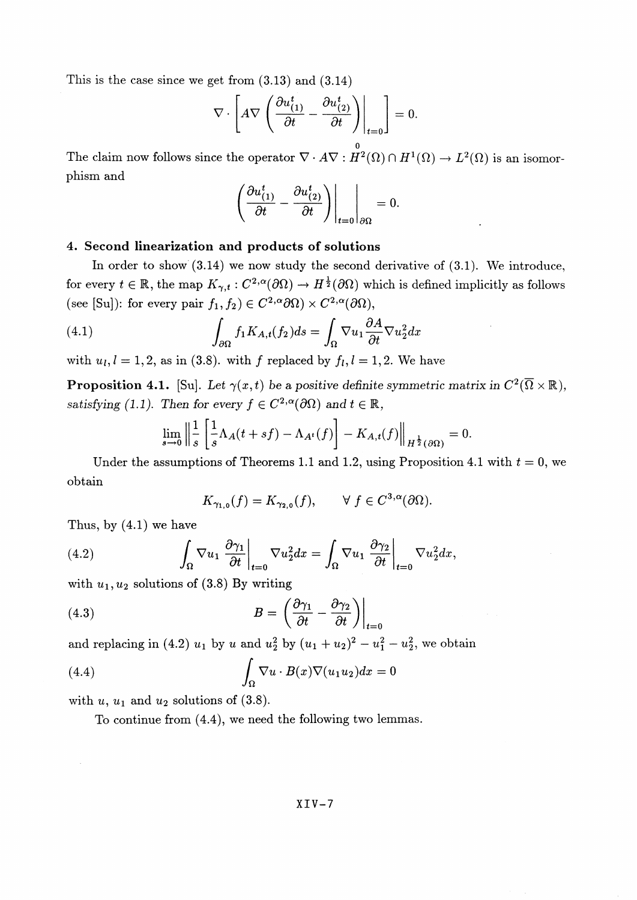This is the case since we get from (3.13) and (3.14)

$$\nabla \cdot \left[ A\nabla \left( \frac{\partial u^t_{(1)}}{\partial t} - \frac{\partial u^t_{(2)}}{\partial t} \right)\Big|_{t=0} \right] = 0.$$

The claim now follows since the operator $\nabla \cdot A\nabla : H^2(\Omega) \cap \overset{0}{H^1}(\Omega) \to L^2(\Omega)$ is an isomorphism and

$$\left( \frac{\partial u^t_{(1)}}{\partial t} - \frac{\partial u^t_{(2)}}{\partial t} \right)\Big|_{t=0}\Big|_{\partial\Omega} = 0.$$

## 4. Second linearization and products of solutions

In order to show (3.14) we now study the second derivative of (3.1). We introduce, for every $t \in \mathbb{R}$, the map $K_{\gamma,t} : C^{2,\alpha}(\partial\Omega) \to H^{\frac{1}{2}}(\partial\Omega)$ which is defined implicitly as follows (see [Su]): for every pair $(f_1, f_2) \in C^{2,\alpha}\partial\Omega) \times C^{2,\alpha}(\partial\Omega)$,

$$\int_{\partial\Omega} f_1 K_{A,t}(f_2) ds = \int_\Omega \nabla u_1 \frac{\partial A}{\partial t} \nabla u_2^2 dx \tag{4.1}$$

with $u_l, l = 1, 2$, as in (3.8). with $f$ replaced by $f_l, l = 1, 2$. We have

**Proposition 4.1.** [Su]. *Let $\gamma(x,t)$ be a positive definite symmetric matrix in $C^2(\overline{\Omega} \times \mathbb{R})$, satisfying (1.1). Then for every $f \in C^{2,\alpha}(\partial\Omega)$ and $t \in \mathbb{R}$,*

$$\lim_{s \to 0} \left\| \frac{1}{s} \left[ \frac{1}{s} \Lambda_A(t + sf) - \Lambda_{A^t}(f) \right] - K_{A,t}(f) \right\|_{H^{\frac{1}{2}}(\partial\Omega)} = 0.$$

Under the assumptions of Theorems 1.1 and 1.2, using Proposition 4.1 with $t = 0$, we obtain

$$K_{\gamma_1,0}(f) = K_{\gamma_2,0}(f), \qquad \forall\, f \in C^{3,\alpha}(\partial\Omega).$$

Thus, by (4.1) we have

$$\int_\Omega \nabla u_1 \frac{\partial \gamma_1}{\partial t}\Big|_{t=0} \nabla u_2^2 dx = \int_\Omega \nabla u_1 \frac{\partial \gamma_2}{\partial t}\Big|_{t=0} \nabla u_2^2 dx, \tag{4.2}$$

with $u_1, u_2$ solutions of (3.8) By writing

$$B = \left( \frac{\partial \gamma_1}{\partial t} - \frac{\partial \gamma_2}{\partial t} \right)\Big|_{t=0} \tag{4.3}$$

and replacing in (4.2) $u_1$ by $u$ and $u_2^2$ by $(u_1 + u_2)^2 - u_1^2 - u_2^2$, we obtain

$$\int_\Omega \nabla u \cdot B(x) \nabla (u_1 u_2) dx = 0 \tag{4.4}$$

with $u$, $u_1$ and $u_2$ solutions of (3.8).

To continue from (4.4), we need the following two lemmas.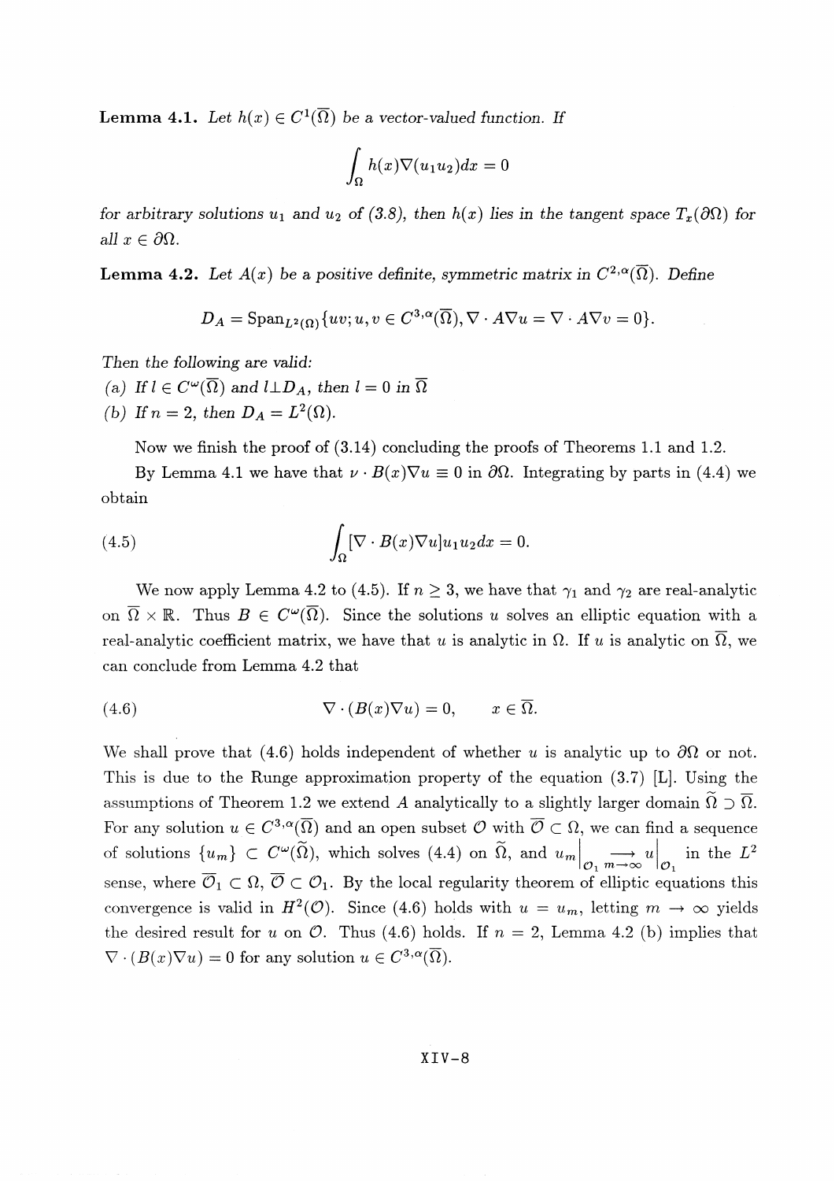**Lemma 4.1.** *Let $h(x) \in C^1(\overline{\Omega})$ be a vector-valued function. If*

$$\int_\Omega h(x)\nabla(u_1u_2)dx = 0$$

*for arbitrary solutions $u_1$ and $u_2$ of (3.8), then $h(x)$ lies in the tangent space $T_x(\partial\Omega)$ for all $x \in \partial\Omega$.*

**Lemma 4.2.** *Let $A(x)$ be a positive definite, symmetric matrix in $C^{2,\alpha}(\overline{\Omega})$. Define*

$$D_A = \operatorname{Span}_{L^2(\Omega)}\{uv; u, v \in C^{3,\alpha}(\overline{\Omega}), \nabla \cdot A\nabla u = \nabla \cdot A\nabla v = 0\}.$$

*Then the following are valid:*
*(a) If $l \in C^\omega(\overline{\Omega})$ and $l \perp D_A$, then $l = 0$ in $\overline{\Omega}$*
*(b) If $n = 2$, then $D_A = L^2(\Omega)$.*

Now we finish the proof of (3.14) concluding the proofs of Theorems 1.1 and 1.2.

By Lemma 4.1 we have that $\nu \cdot B(x)\nabla u \equiv 0$ in $\partial\Omega$. Integrating by parts in (4.4) we obtain

$$\int_\Omega [\nabla \cdot B(x)\nabla u]u_1u_2 dx = 0. \tag{4.5}$$

We now apply Lemma 4.2 to (4.5). If $n \geq 3$, we have that $\gamma_1$ and $\gamma_2$ are real-analytic on $\overline{\Omega} \times \mathbb{R}$. Thus $B \in C^\omega(\overline{\Omega})$. Since the solutions $u$ solves an elliptic equation with a real-analytic coefficient matrix, we have that $u$ is analytic in $\Omega$. If $u$ is analytic on $\overline{\Omega}$, we can conclude from Lemma 4.2 that

$$\nabla \cdot (B(x)\nabla u) = 0, \qquad x \in \overline{\Omega}. \tag{4.6}$$

We shall prove that (4.6) holds independent of whether $u$ is analytic up to $\partial\Omega$ or not. This is due to the Runge approximation property of the equation (3.7) [L]. Using the assumptions of Theorem 1.2 we extend $A$ analytically to a slightly larger domain $\widetilde{\Omega} \supset \overline{\Omega}$. For any solution $u \in C^{3,\alpha}(\overline{\Omega})$ and an open subset $\mathcal{O}$ with $\overline{\mathcal{O}} \subset \Omega$, we can find a sequence of solutions $\{u_m\} \subset C^\omega(\widetilde{\Omega})$, which solves (4.4) on $\widetilde{\Omega}$, and $u_m\Big|_{\mathcal{O}_1} \underset{m\to\infty}{\longrightarrow} u\Big|_{\mathcal{O}_1}$ in the $L^2$ sense, where $\overline{\mathcal{O}}_1 \subset \Omega$, $\overline{\mathcal{O}} \subset \mathcal{O}_1$. By the local regularity theorem of elliptic equations this convergence is valid in $H^2(\mathcal{O})$. Since (4.6) holds with $u = u_m$, letting $m \to \infty$ yields the desired result for $u$ on $\mathcal{O}$. Thus (4.6) holds. If $n = 2$, Lemma 4.2 (b) implies that $\nabla \cdot (B(x)\nabla u) = 0$ for any solution $u \in C^{3,\alpha}(\overline{\Omega})$.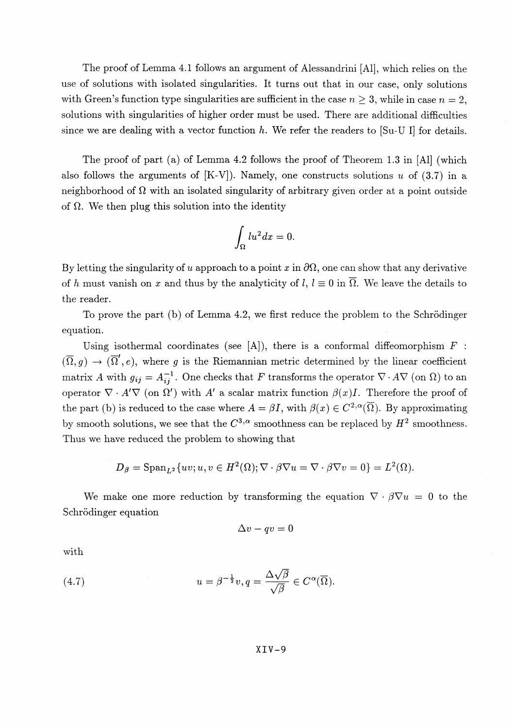The proof of Lemma 4.1 follows an argument of Alessandrini [Al], which relies on the use of solutions with isolated singularities. It turns out that in our case, only solutions with Green's function type singularities are sufficient in the case $n \geq 3$, while in case $n = 2$, solutions with singularities of higher order must be used. There are additional difficulties since we are dealing with a vector function $h$. We refer the readers to [Su-U I] for details.

The proof of part (a) of Lemma 4.2 follows the proof of Theorem 1.3 in [Al] (which also follows the arguments of [K-V]). Namely, one constructs solutions $u$ of (3.7) in a neighborhood of $\Omega$ with an isolated singularity of arbitrary given order at a point outside of $\Omega$. We then plug this solution into the identity

$$\int_{\Omega} lu^2 dx = 0.$$

By letting the singularity of $u$ approach to a point $x$ in $\partial\Omega$, one can show that any derivative of $h$ must vanish on $x$ and thus by the analyticity of $l$, $l \equiv 0$ in $\overline{\Omega}$. We leave the details to the reader.

To prove the part (b) of Lemma 4.2, we first reduce the problem to the Schrödinger equation.

Using isothermal coordinates (see [A]), there is a conformal diffeomorphism $F : (\overline{\Omega}, g) \to (\overline{\Omega}', e)$, where $g$ is the Riemannian metric determined by the linear coefficient matrix $A$ with $g_{ij} = A_{ij}^{-1}$. One checks that $F$ transforms the operator $\nabla \cdot A \nabla$ (on $\Omega$) to an operator $\nabla \cdot A' \nabla$ (on $\Omega'$) with $A'$ a scalar matrix function $\beta(x)I$. Therefore the proof of the part (b) is reduced to the case where $A = \beta I$, with $\beta(x) \in C^{2,\alpha}(\overline{\Omega})$. By approximating by smooth solutions, we see that the $C^{3,\alpha}$ smoothness can be replaced by $H^2$ smoothness. Thus we have reduced the problem to showing that

$$D_\beta = \text{Span}_{L^2}\{uv; u, v \in H^2(\Omega); \nabla \cdot \beta \nabla u = \nabla \cdot \beta \nabla v = 0\} = L^2(\Omega).$$

We make one more reduction by transforming the equation $\nabla \cdot \beta \nabla u = 0$ to the Schrödinger equation

$$\Delta v - qv = 0$$

with

$$u = \beta^{-\frac{1}{2}} v, q = \frac{\Delta \sqrt{\beta}}{\sqrt{\beta}} \in C^{\alpha}(\overline{\Omega}). \tag{4.7}$$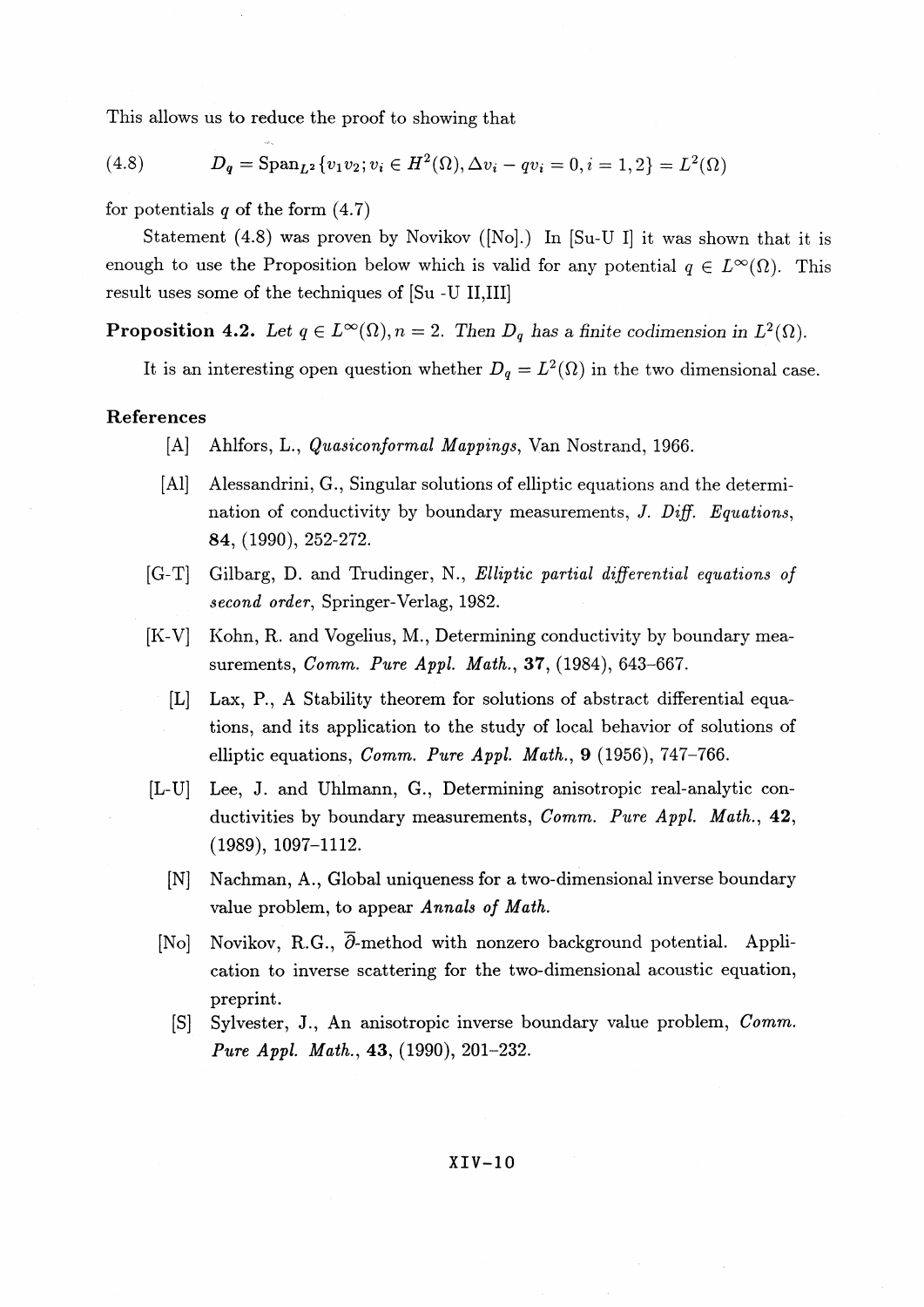This allows us to reduce the proof to showing that

$$D_q = \text{Span}_{L^2}\{v_1 v_2; v_i \in H^2(\Omega), \Delta v_i - q v_i = 0, i = 1, 2\} = L^2(\Omega) \tag{4.8}$$

for potentials $q$ of the form (4.7)

Statement (4.8) was proven by Novikov ([No].) In [Su-U I] it was shown that it is enough to use the Proposition below which is valid for any potential $q \in L^\infty(\Omega)$. This result uses some of the techniques of [Su -U II,III]

**Proposition 4.2.** *Let $q \in L^\infty(\Omega), n = 2$. Then $D_q$ has a finite codimension in $L^2(\Omega)$.*

It is an interesting open question whether $D_q = L^2(\Omega)$ in the two dimensional case.

## References

- [A] Ahlfors, L., *Quasiconformal Mappings*, Van Nostrand, 1966.
- [Al] Alessandrini, G., Singular solutions of elliptic equations and the determination of conductivity by boundary measurements, *J. Diff. Equations*, **84**, (1990), 252-272.
- [G-T] Gilbarg, D. and Trudinger, N., *Elliptic partial differential equations of second order*, Springer-Verlag, 1982.
- [K-V] Kohn, R. and Vogelius, M., Determining conductivity by boundary measurements, *Comm. Pure Appl. Math.*, **37**, (1984), 643–667.
- [L] Lax, P., A Stability theorem for solutions of abstract differential equations, and its application to the study of local behavior of solutions of elliptic equations, *Comm. Pure Appl. Math.*, **9** (1956), 747–766.
- [L-U] Lee, J. and Uhlmann, G., Determining anisotropic real-analytic conductivities by boundary measurements, *Comm. Pure Appl. Math.*, **42**, (1989), 1097–1112.
- [N] Nachman, A., Global uniqueness for a two-dimensional inverse boundary value problem, to appear *Annals of Math.*
- [No] Novikov, R.G., $\bar{\partial}$-method with nonzero background potential. Application to inverse scattering for the two-dimensional acoustic equation, preprint.
- [S] Sylvester, J., An anisotropic inverse boundary value problem, *Comm. Pure Appl. Math.*, **43**, (1990), 201–232.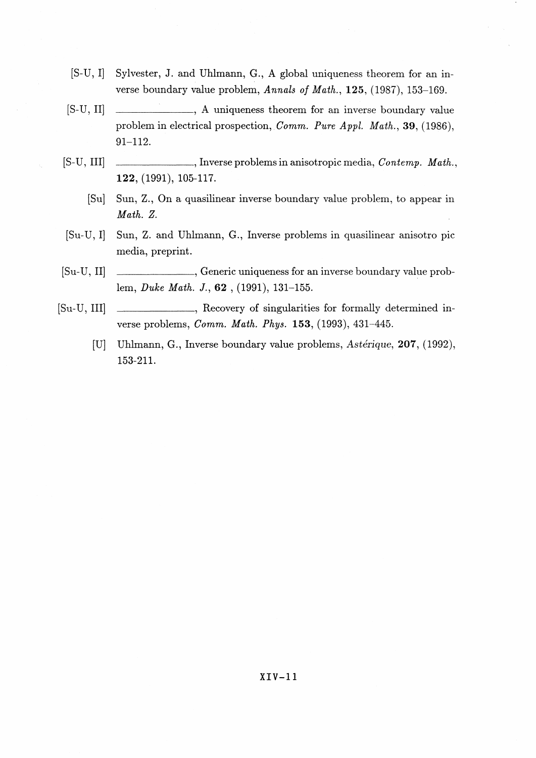[S-U, I] Sylvester, J. and Uhlmann, G., A global uniqueness theorem for an inverse boundary value problem, *Annals of Math.*, **125**, (1987), 153–169.

[S-U, II] \_\_\_\_\_\_\_\_\_\_\_\_\_\_, A uniqueness theorem for an inverse boundary value problem in electrical prospection, *Comm. Pure Appl. Math.*, **39**, (1986), 91–112.

[S-U, III] \_\_\_\_\_\_\_\_\_\_\_\_\_\_, Inverse problems in anisotropic media, *Contemp. Math.*, **122**, (1991), 105-117.

[Su] Sun, Z., On a quasilinear inverse boundary value problem, to appear in *Math. Z.*

[Su-U, I] Sun, Z. and Uhlmann, G., Inverse problems in quasilinear anisotro pic media, preprint.

[Su-U, II] \_\_\_\_\_\_\_\_\_\_\_\_\_\_, Generic uniqueness for an inverse boundary value problem, *Duke Math. J.*, **62** , (1991), 131–155.

[Su-U, III] \_\_\_\_\_\_\_\_\_\_\_\_\_\_, Recovery of singularities for formally determined inverse problems, *Comm. Math. Phys.* **153**, (1993), 431–445.

[U] Uhlmann, G., Inverse boundary value problems, *Astérique*, **207**, (1992), 153-211.